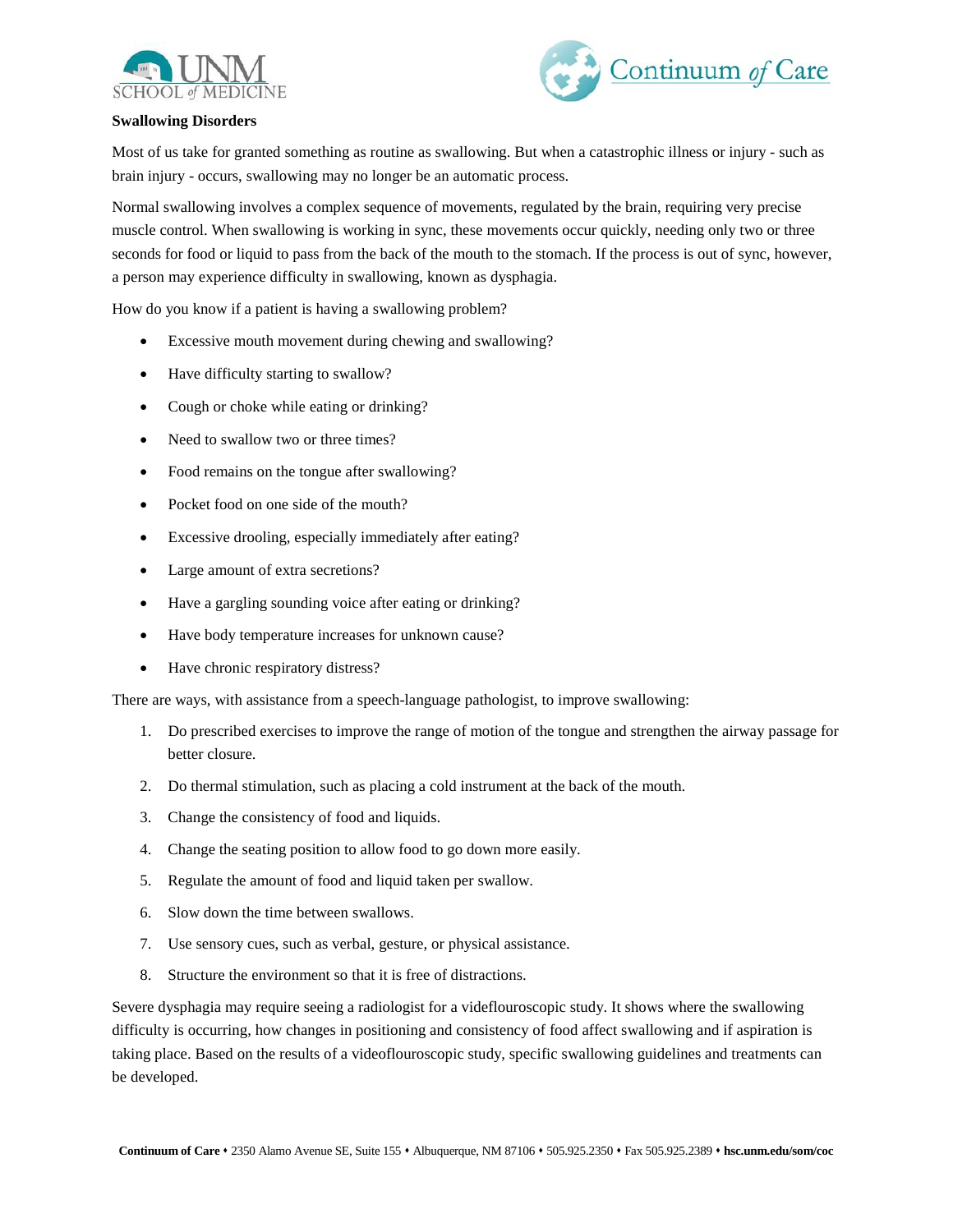## Swallowing Disorders

Most of us take for granted something as routine as swallowing. But when a catastrophic illness or injury - such as brain injury - occurs, swallowing may no longer be an automatic process.

Normal swallowing involves a complex sequence of movements, regulated by the brain, requiring very precise muscle control. When swallowing is working in sync, these movements occur quickly, needing only two or three seconds for food or liquid to pass from the back of the mouth to the stomach. If the process is out of sync, however, a person may experience difficulty in swallowing, known as dysphagia.

How do you know if a patient is having a swallowing problem?

- Excessive mouth movement during chewing and swallowing?
- Have difficulty starting to swallow?
- Cough or choke while eating or drinking?
- Need to swallow two or three times?
- Food remains on the tongue after swallowing?
- Pocket food on one side of the mouth?
- Excessive drooling, especially immediately after eating?
- Large amount of extra secretions?
- Have a gargling sounding voice after eating or drinking?
- Have body temperature increases for unknown cause?
- Have chronic respiratory distress?

There are ways, with assistance from a speech-language pathologist, to improve swallowing:

1. Do prescribed exercises to improve the range of motion of the tongue and strengthen the airway passage for better closure.
2. Do thermal stimulation, such as placing a cold instrument at the back of the mouth.
3. Change the consistency of food and liquids.
4. Change the seating position to allow food to go down more easily.
5. Regulate the amount of food and liquid taken per swallow.
6. Slow down the time between swallows.
7. Use sensory cues, such as verbal, gesture, or physical assistance.
8. Structure the environment so that it is free of distractions.

Severe dysphagia may require seeing a radiologist for a videflouroscopic study. It shows where the swallowing difficulty is occurring, how changes in positioning and consistency of food affect swallowing and if aspiration is taking place. Based on the results of a videoflouroscopic study, specific swallowing guidelines and treatments can be developed.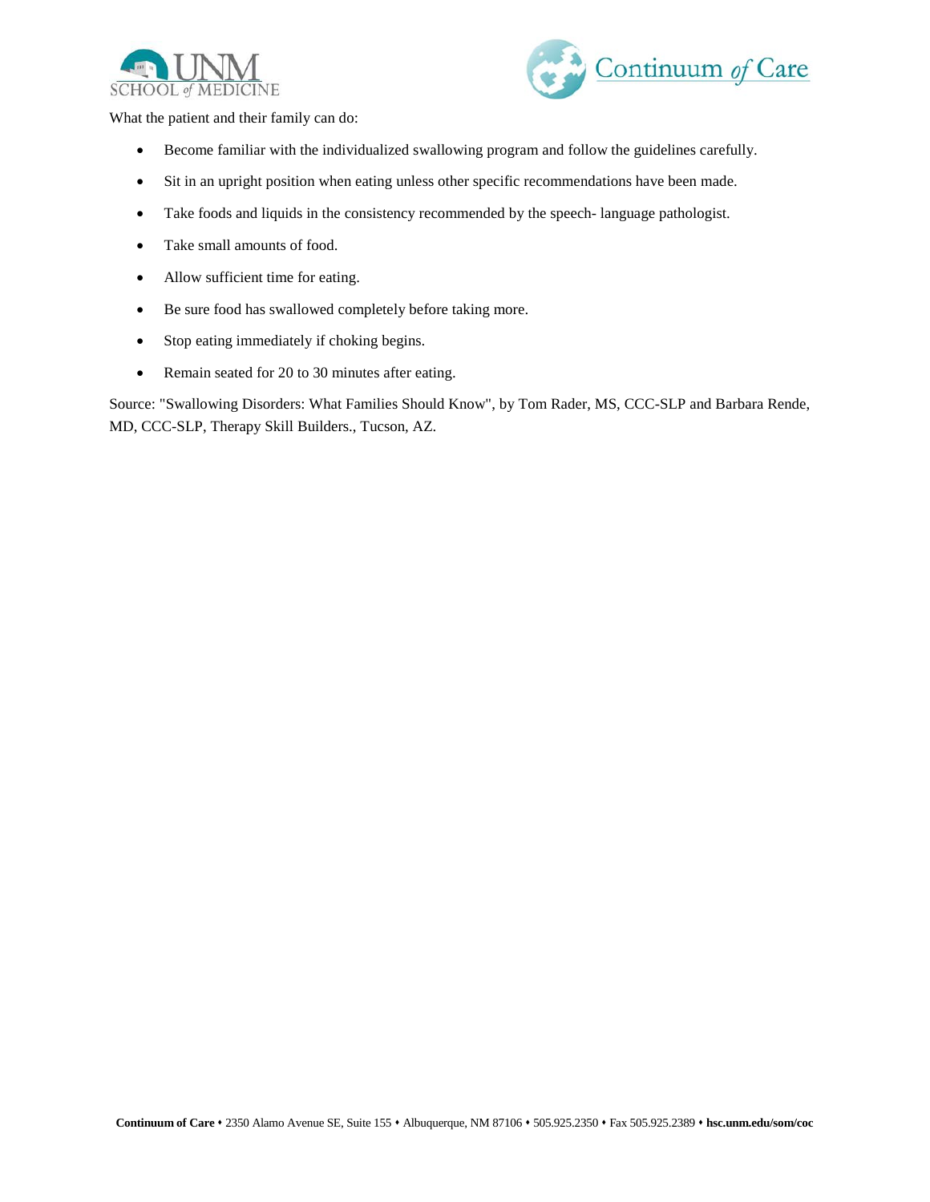What the patient and their family can do:

- Become familiar with the individualized swallowing program and follow the guidelines carefully.
- Sit in an upright position when eating unless other specific recommendations have been made.
- Take foods and liquids in the consistency recommended by the speech- language pathologist.
- Take small amounts of food.
- Allow sufficient time for eating.
- Be sure food has swallowed completely before taking more.
- Stop eating immediately if choking begins.
- Remain seated for 20 to 30 minutes after eating.

Source: "Swallowing Disorders: What Families Should Know", by Tom Rader, MS, CCC-SLP and Barbara Rende, MD, CCC-SLP, Therapy Skill Builders., Tucson, AZ.